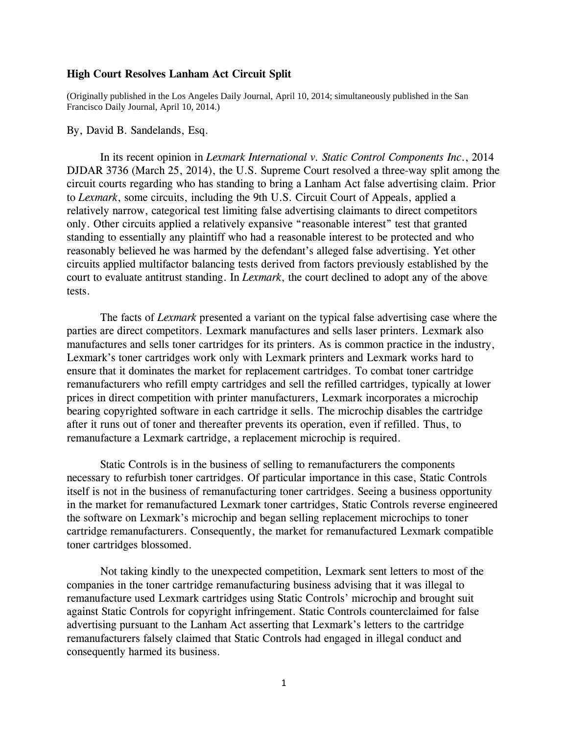**High Court Resolves Lanham Act Circuit Split**

(Originally published in the Los Angeles Daily Journal, April 10, 2014; simultaneously published in the San Francisco Daily Journal, April 10, 2014.)

By, David B. Sandelands, Esq.

In its recent opinion in *Lexmark International v. Static Control Components Inc.*, 2014 DJDAR 3736 (March 25, 2014), the U.S. Supreme Court resolved a three-way split among the circuit courts regarding who has standing to bring a Lanham Act false advertising claim. Prior to *Lexmark*, some circuits, including the 9th U.S. Circuit Court of Appeals, applied a relatively narrow, categorical test limiting false advertising claimants to direct competitors only. Other circuits applied a relatively expansive "reasonable interest" test that granted standing to essentially any plaintiff who had a reasonable interest to be protected and who reasonably believed he was harmed by the defendant's alleged false advertising. Yet other circuits applied multifactor balancing tests derived from factors previously established by the court to evaluate antitrust standing. In *Lexmark*, the court declined to adopt any of the above tests.

The facts of *Lexmark* presented a variant on the typical false advertising case where the parties are direct competitors. Lexmark manufactures and sells laser printers. Lexmark also manufactures and sells toner cartridges for its printers. As is common practice in the industry, Lexmark's toner cartridges work only with Lexmark printers and Lexmark works hard to ensure that it dominates the market for replacement cartridges. To combat toner cartridge remanufacturers who refill empty cartridges and sell the refilled cartridges, typically at lower prices in direct competition with printer manufacturers, Lexmark incorporates a microchip bearing copyrighted software in each cartridge it sells. The microchip disables the cartridge after it runs out of toner and thereafter prevents its operation, even if refilled. Thus, to remanufacture a Lexmark cartridge, a replacement microchip is required.

Static Controls is in the business of selling to remanufacturers the components necessary to refurbish toner cartridges. Of particular importance in this case, Static Controls itself is not in the business of remanufacturing toner cartridges. Seeing a business opportunity in the market for remanufactured Lexmark toner cartridges, Static Controls reverse engineered the software on Lexmark's microchip and began selling replacement microchips to toner cartridge remanufacturers. Consequently, the market for remanufactured Lexmark compatible toner cartridges blossomed.

Not taking kindly to the unexpected competition, Lexmark sent letters to most of the companies in the toner cartridge remanufacturing business advising that it was illegal to remanufacture used Lexmark cartridges using Static Controls' microchip and brought suit against Static Controls for copyright infringement. Static Controls counterclaimed for false advertising pursuant to the Lanham Act asserting that Lexmark's letters to the cartridge remanufacturers falsely claimed that Static Controls had engaged in illegal conduct and consequently harmed its business.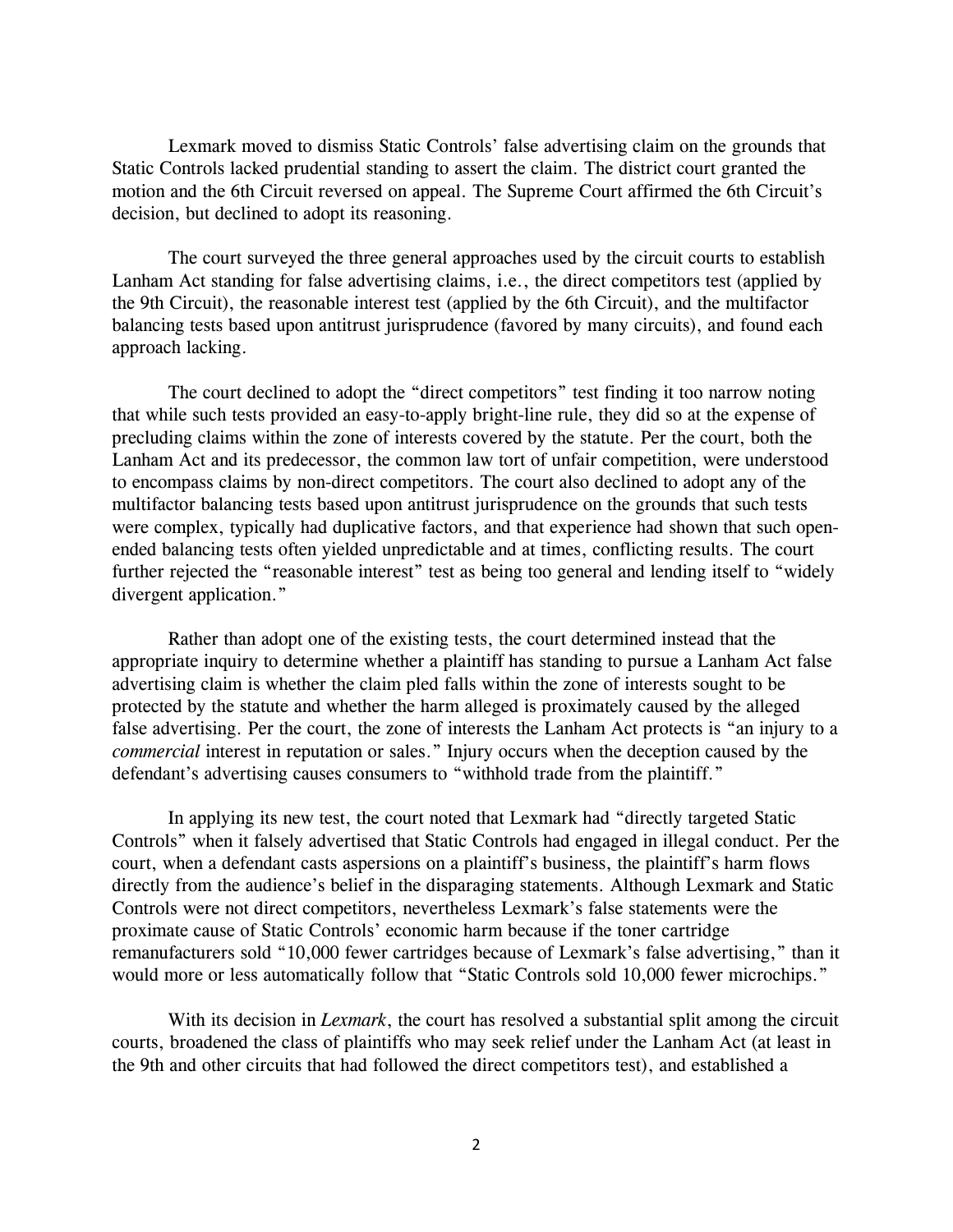Lexmark moved to dismiss Static Controls' false advertising claim on the grounds that Static Controls lacked prudential standing to assert the claim. The district court granted the motion and the 6th Circuit reversed on appeal. The Supreme Court affirmed the 6th Circuit's decision, but declined to adopt its reasoning.

The court surveyed the three general approaches used by the circuit courts to establish Lanham Act standing for false advertising claims, i.e., the direct competitors test (applied by the 9th Circuit), the reasonable interest test (applied by the 6th Circuit), and the multifactor balancing tests based upon antitrust jurisprudence (favored by many circuits), and found each approach lacking.

The court declined to adopt the "direct competitors" test finding it too narrow noting that while such tests provided an easy-to-apply bright-line rule, they did so at the expense of precluding claims within the zone of interests covered by the statute. Per the court, both the Lanham Act and its predecessor, the common law tort of unfair competition, were understood to encompass claims by non-direct competitors. The court also declined to adopt any of the multifactor balancing tests based upon antitrust jurisprudence on the grounds that such tests were complex, typically had duplicative factors, and that experience had shown that such open-ended balancing tests often yielded unpredictable and at times, conflicting results. The court further rejected the "reasonable interest" test as being too general and lending itself to "widely divergent application."

Rather than adopt one of the existing tests, the court determined instead that the appropriate inquiry to determine whether a plaintiff has standing to pursue a Lanham Act false advertising claim is whether the claim pled falls within the zone of interests sought to be protected by the statute and whether the harm alleged is proximately caused by the alleged false advertising. Per the court, the zone of interests the Lanham Act protects is "an injury to a *commercial* interest in reputation or sales." Injury occurs when the deception caused by the defendant's advertising causes consumers to "withhold trade from the plaintiff."

In applying its new test, the court noted that Lexmark had "directly targeted Static Controls" when it falsely advertised that Static Controls had engaged in illegal conduct. Per the court, when a defendant casts aspersions on a plaintiff's business, the plaintiff's harm flows directly from the audience's belief in the disparaging statements. Although Lexmark and Static Controls were not direct competitors, nevertheless Lexmark's false statements were the proximate cause of Static Controls' economic harm because if the toner cartridge remanufacturers sold "10,000 fewer cartridges because of Lexmark's false advertising," than it would more or less automatically follow that "Static Controls sold 10,000 fewer microchips."

With its decision in *Lexmark*, the court has resolved a substantial split among the circuit courts, broadened the class of plaintiffs who may seek relief under the Lanham Act (at least in the 9th and other circuits that had followed the direct competitors test), and established a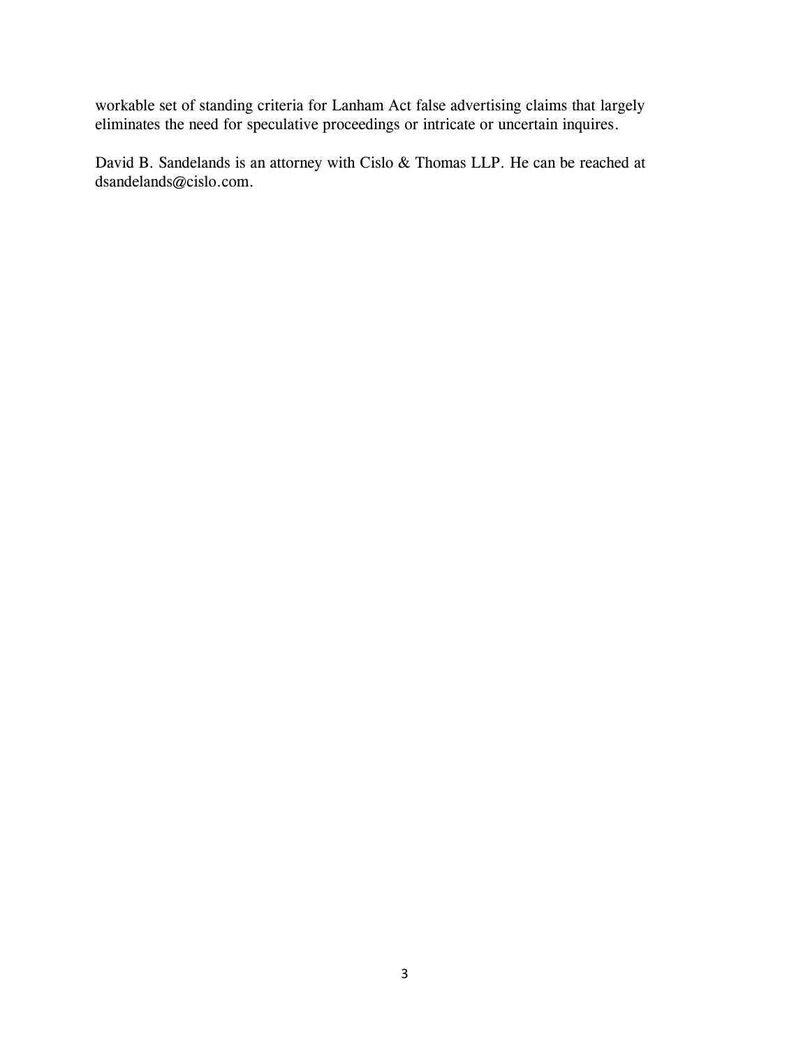workable set of standing criteria for Lanham Act false advertising claims that largely eliminates the need for speculative proceedings or intricate or uncertain inquires.

David B. Sandelands is an attorney with Cislo & Thomas LLP. He can be reached at dsandelands@cislo.com.